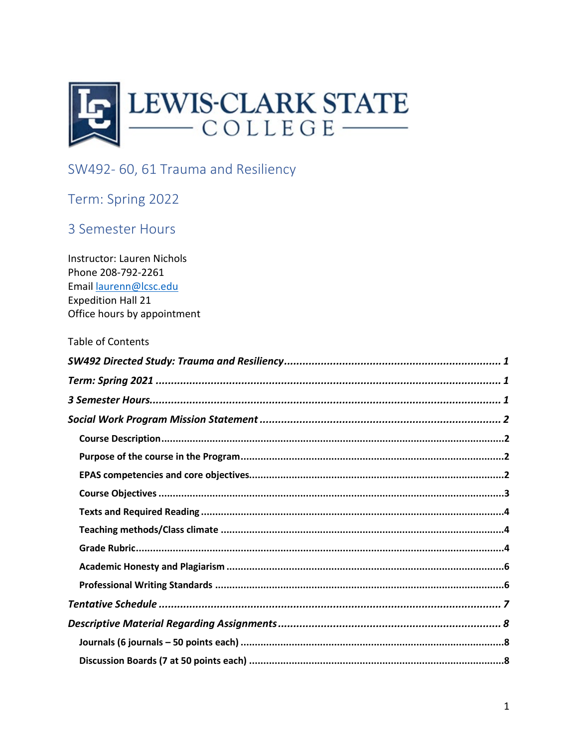LEWIS-CLARK STATE COLLEGE

# SW492- 60, 61 Trauma and Resiliency

## Term: Spring 2022

## 3 Semester Hours

Instructor: Lauren Nichols
Phone 208-792-2261
Email laurenn@lcsc.edu
Expedition Hall 21
Office hours by appointment

Table of Contents

***SW492 Directed Study: Trauma and Resiliency ........................................ 1***

***Term: Spring 2021 ........................................ 1***

***3 Semester Hours........................................ 1***

***Social Work Program Mission Statement ........................................ 2***

- **Course Description........................................2**
- **Purpose of the course in the Program........................................2**
- **EPAS competencies and core objectives........................................2**
- **Course Objectives ........................................3**
- **Texts and Required Reading ........................................4**
- **Teaching methods/Class climate ........................................4**
- **Grade Rubric........................................4**
- **Academic Honesty and Plagiarism ........................................6**
- **Professional Writing Standards ........................................6**

***Tentative Schedule ........................................ 7***

***Descriptive Material Regarding Assignments........................................ 8***

- **Journals (6 journals – 50 points each) ........................................8**
- **Discussion Boards (7 at 50 points each) ........................................8**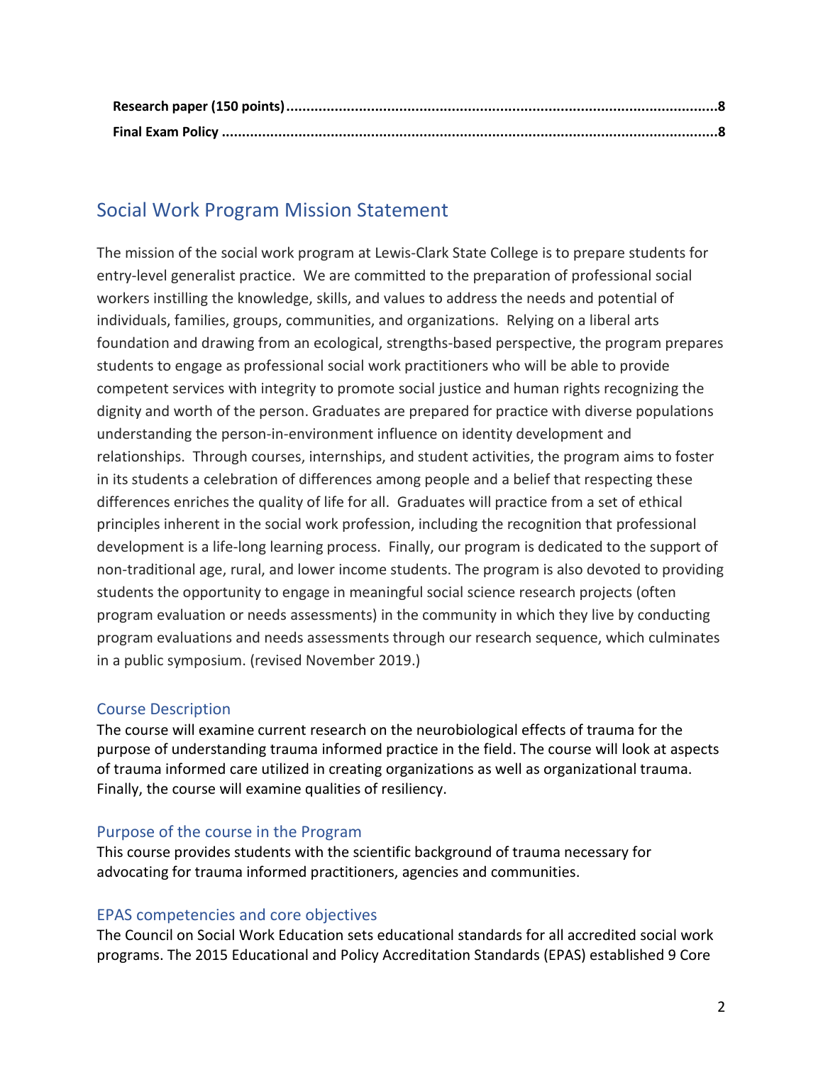**Research paper (150 points)** ........................................................................................................ **8**
**Final Exam Policy** ........................................................................................................................ **8**

## Social Work Program Mission Statement

The mission of the social work program at Lewis-Clark State College is to prepare students for entry-level generalist practice. We are committed to the preparation of professional social workers instilling the knowledge, skills, and values to address the needs and potential of individuals, families, groups, communities, and organizations. Relying on a liberal arts foundation and drawing from an ecological, strengths-based perspective, the program prepares students to engage as professional social work practitioners who will be able to provide competent services with integrity to promote social justice and human rights recognizing the dignity and worth of the person. Graduates are prepared for practice with diverse populations understanding the person-in-environment influence on identity development and relationships. Through courses, internships, and student activities, the program aims to foster in its students a celebration of differences among people and a belief that respecting these differences enriches the quality of life for all. Graduates will practice from a set of ethical principles inherent in the social work profession, including the recognition that professional development is a life-long learning process. Finally, our program is dedicated to the support of non-traditional age, rural, and lower income students. The program is also devoted to providing students the opportunity to engage in meaningful social science research projects (often program evaluation or needs assessments) in the community in which they live by conducting program evaluations and needs assessments through our research sequence, which culminates in a public symposium. (revised November 2019.)

### Course Description

The course will examine current research on the neurobiological effects of trauma for the purpose of understanding trauma informed practice in the field. The course will look at aspects of trauma informed care utilized in creating organizations as well as organizational trauma. Finally, the course will examine qualities of resiliency.

### Purpose of the course in the Program

This course provides students with the scientific background of trauma necessary for advocating for trauma informed practitioners, agencies and communities.

### EPAS competencies and core objectives

The Council on Social Work Education sets educational standards for all accredited social work programs. The 2015 Educational and Policy Accreditation Standards (EPAS) established 9 Core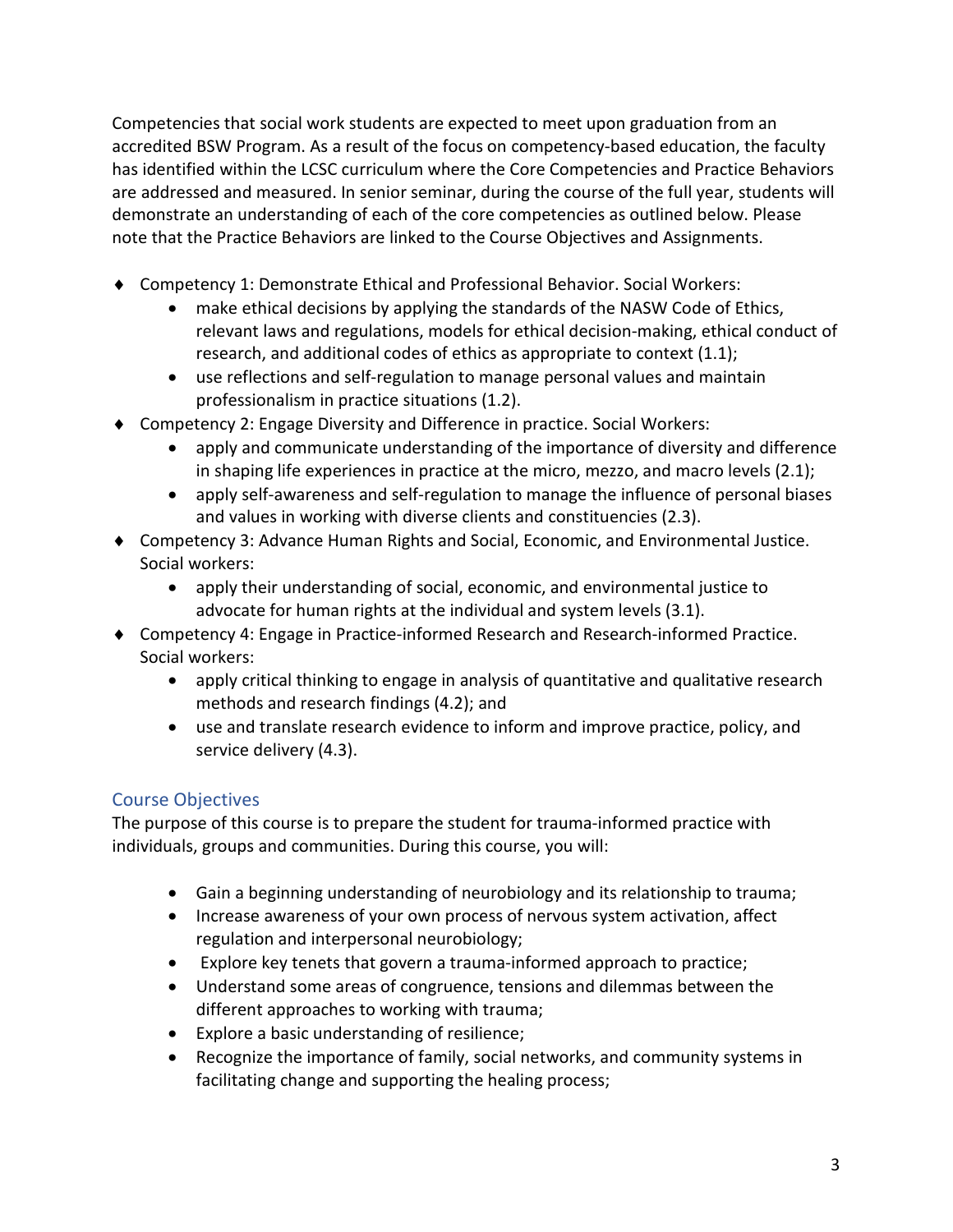Competencies that social work students are expected to meet upon graduation from an accredited BSW Program. As a result of the focus on competency-based education, the faculty has identified within the LCSC curriculum where the Core Competencies and Practice Behaviors are addressed and measured. In senior seminar, during the course of the full year, students will demonstrate an understanding of each of the core competencies as outlined below. Please note that the Practice Behaviors are linked to the Course Objectives and Assignments.

- Competency 1: Demonstrate Ethical and Professional Behavior. Social Workers:
    - make ethical decisions by applying the standards of the NASW Code of Ethics, relevant laws and regulations, models for ethical decision-making, ethical conduct of research, and additional codes of ethics as appropriate to context (1.1);
    - use reflections and self-regulation to manage personal values and maintain professionalism in practice situations (1.2).
- Competency 2: Engage Diversity and Difference in practice. Social Workers:
    - apply and communicate understanding of the importance of diversity and difference in shaping life experiences in practice at the micro, mezzo, and macro levels (2.1);
    - apply self-awareness and self-regulation to manage the influence of personal biases and values in working with diverse clients and constituencies (2.3).
- Competency 3: Advance Human Rights and Social, Economic, and Environmental Justice. Social workers:
    - apply their understanding of social, economic, and environmental justice to advocate for human rights at the individual and system levels (3.1).
- Competency 4: Engage in Practice-informed Research and Research-informed Practice. Social workers:
    - apply critical thinking to engage in analysis of quantitative and qualitative research methods and research findings (4.2); and
    - use and translate research evidence to inform and improve practice, policy, and service delivery (4.3).

## Course Objectives

The purpose of this course is to prepare the student for trauma-informed practice with individuals, groups and communities. During this course, you will:

- Gain a beginning understanding of neurobiology and its relationship to trauma;
- Increase awareness of your own process of nervous system activation, affect regulation and interpersonal neurobiology;
- Explore key tenets that govern a trauma-informed approach to practice;
- Understand some areas of congruence, tensions and dilemmas between the different approaches to working with trauma;
- Explore a basic understanding of resilience;
- Recognize the importance of family, social networks, and community systems in facilitating change and supporting the healing process;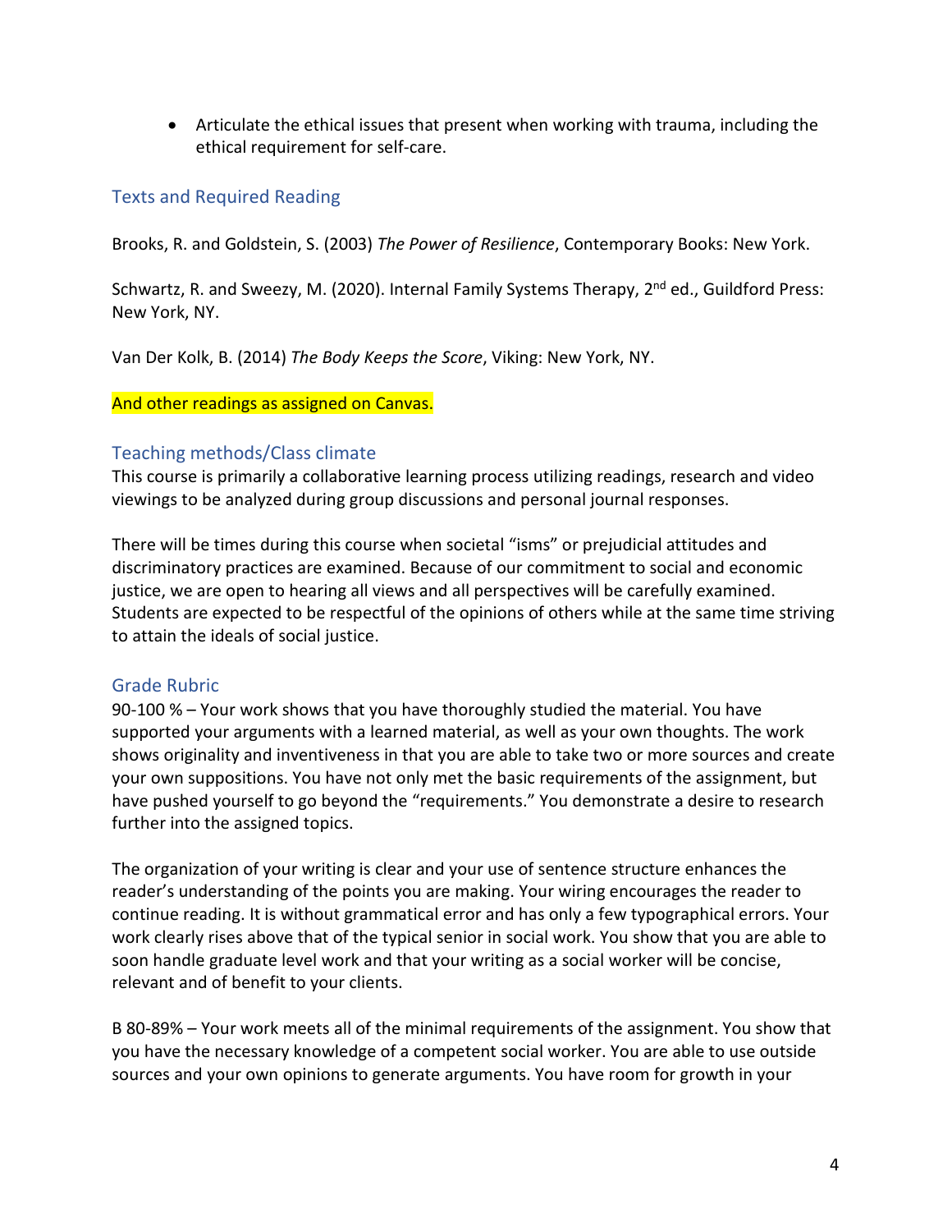- Articulate the ethical issues that present when working with trauma, including the ethical requirement for self-care.

## Texts and Required Reading

Brooks, R. and Goldstein, S. (2003) *The Power of Resilience*, Contemporary Books: New York.

Schwartz, R. and Sweezy, M. (2020). Internal Family Systems Therapy, 2nd ed., Guildford Press: New York, NY.

Van Der Kolk, B. (2014) *The Body Keeps the Score*, Viking: New York, NY.

And other readings as assigned on Canvas.

## Teaching methods/Class climate

This course is primarily a collaborative learning process utilizing readings, research and video viewings to be analyzed during group discussions and personal journal responses.

There will be times during this course when societal "isms" or prejudicial attitudes and discriminatory practices are examined. Because of our commitment to social and economic justice, we are open to hearing all views and all perspectives will be carefully examined. Students are expected to be respectful of the opinions of others while at the same time striving to attain the ideals of social justice.

## Grade Rubric

90-100 % – Your work shows that you have thoroughly studied the material. You have supported your arguments with a learned material, as well as your own thoughts. The work shows originality and inventiveness in that you are able to take two or more sources and create your own suppositions. You have not only met the basic requirements of the assignment, but have pushed yourself to go beyond the "requirements." You demonstrate a desire to research further into the assigned topics.

The organization of your writing is clear and your use of sentence structure enhances the reader's understanding of the points you are making. Your wiring encourages the reader to continue reading. It is without grammatical error and has only a few typographical errors. Your work clearly rises above that of the typical senior in social work. You show that you are able to soon handle graduate level work and that your writing as a social worker will be concise, relevant and of benefit to your clients.

B 80-89% – Your work meets all of the minimal requirements of the assignment. You show that you have the necessary knowledge of a competent social worker. You are able to use outside sources and your own opinions to generate arguments. You have room for growth in your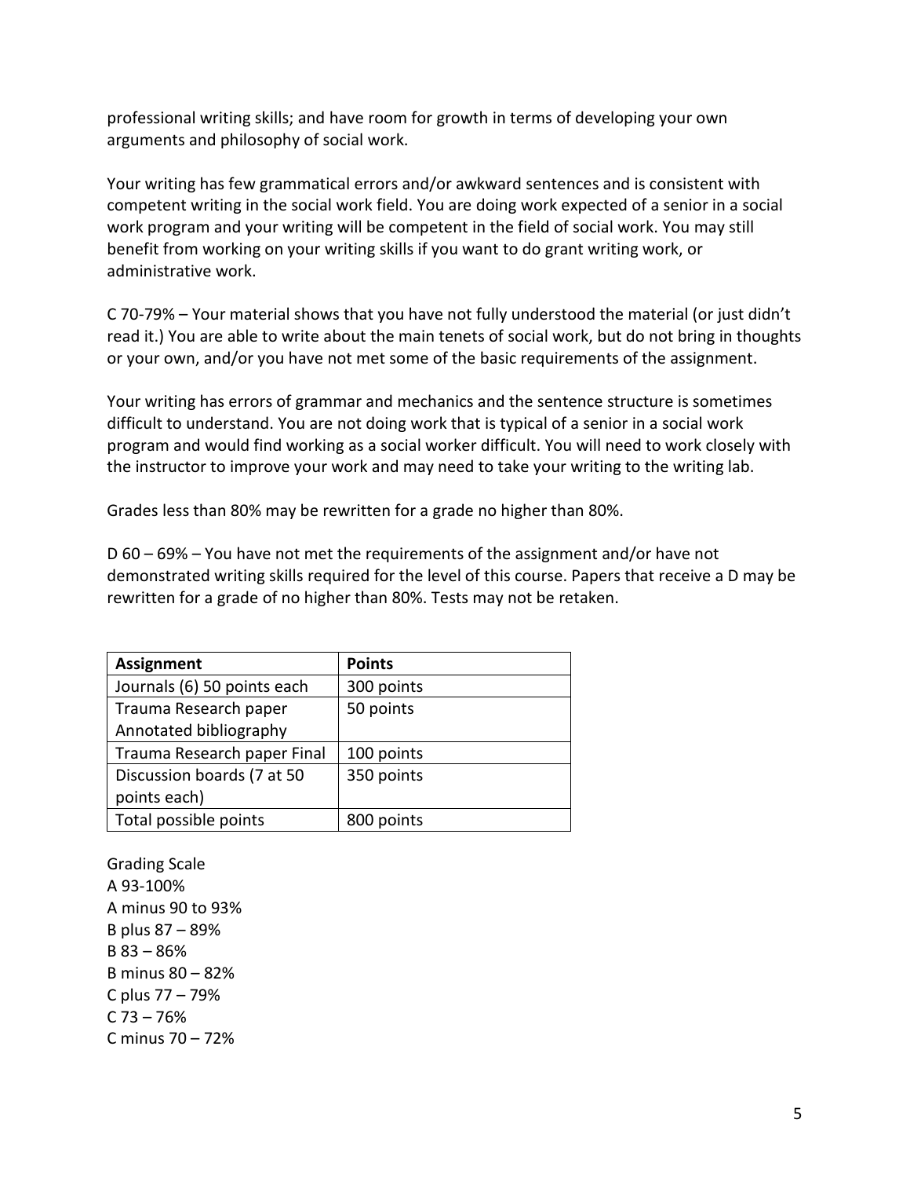professional writing skills; and have room for growth in terms of developing your own arguments and philosophy of social work.

Your writing has few grammatical errors and/or awkward sentences and is consistent with competent writing in the social work field. You are doing work expected of a senior in a social work program and your writing will be competent in the field of social work. You may still benefit from working on your writing skills if you want to do grant writing work, or administrative work.

C 70-79% – Your material shows that you have not fully understood the material (or just didn't read it.) You are able to write about the main tenets of social work, but do not bring in thoughts or your own, and/or you have not met some of the basic requirements of the assignment.

Your writing has errors of grammar and mechanics and the sentence structure is sometimes difficult to understand. You are not doing work that is typical of a senior in a social work program and would find working as a social worker difficult. You will need to work closely with the instructor to improve your work and may need to take your writing to the writing lab.

Grades less than 80% may be rewritten for a grade no higher than 80%.

D 60 – 69% – You have not met the requirements of the assignment and/or have not demonstrated writing skills required for the level of this course. Papers that receive a D may be rewritten for a grade of no higher than 80%. Tests may not be retaken.

| **Assignment** | **Points** |
|---|---|
| Journals (6) 50 points each | 300 points |
| Trauma Research paper Annotated bibliography | 50 points |
| Trauma Research paper Final | 100 points |
| Discussion boards (7 at 50 points each) | 350 points |
| Total possible points | 800 points |

Grading Scale
A 93-100%
A minus 90 to 93%
B plus 87 – 89%
B 83 – 86%
B minus 80 – 82%
C plus 77 – 79%
C 73 – 76%
C minus 70 – 72%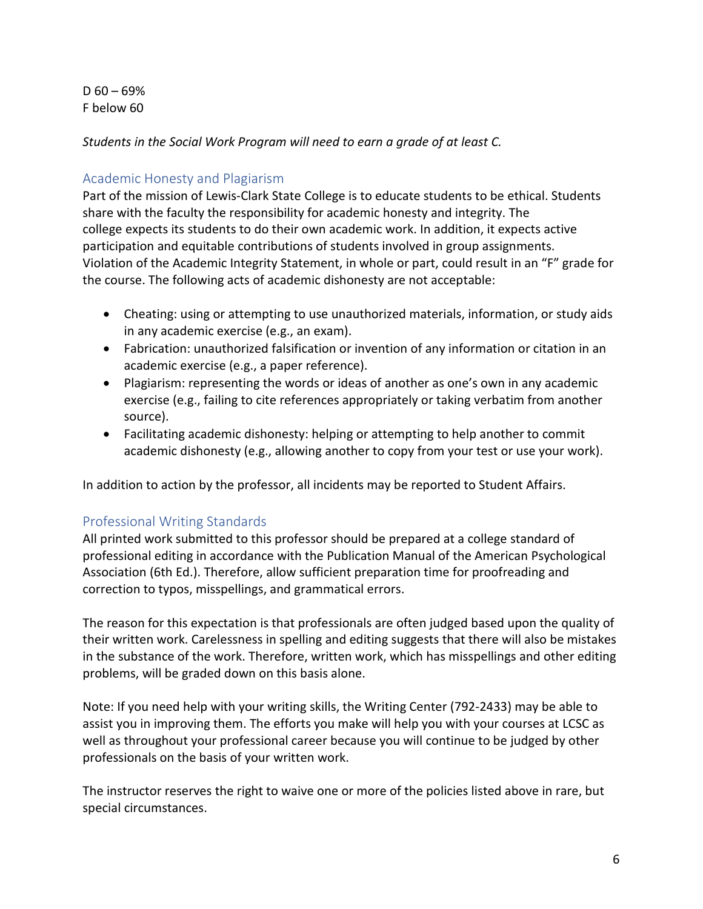D 60 – 69%
F below 60

*Students in the Social Work Program will need to earn a grade of at least C.*

## Academic Honesty and Plagiarism

Part of the mission of Lewis-Clark State College is to educate students to be ethical. Students share with the faculty the responsibility for academic honesty and integrity. The college expects its students to do their own academic work. In addition, it expects active participation and equitable contributions of students involved in group assignments. Violation of the Academic Integrity Statement, in whole or part, could result in an "F" grade for the course. The following acts of academic dishonesty are not acceptable:

- Cheating: using or attempting to use unauthorized materials, information, or study aids in any academic exercise (e.g., an exam).
- Fabrication: unauthorized falsification or invention of any information or citation in an academic exercise (e.g., a paper reference).
- Plagiarism: representing the words or ideas of another as one's own in any academic exercise (e.g., failing to cite references appropriately or taking verbatim from another source).
- Facilitating academic dishonesty: helping or attempting to help another to commit academic dishonesty (e.g., allowing another to copy from your test or use your work).

In addition to action by the professor, all incidents may be reported to Student Affairs.

## Professional Writing Standards

All printed work submitted to this professor should be prepared at a college standard of professional editing in accordance with the Publication Manual of the American Psychological Association (6th Ed.). Therefore, allow sufficient preparation time for proofreading and correction to typos, misspellings, and grammatical errors.

The reason for this expectation is that professionals are often judged based upon the quality of their written work. Carelessness in spelling and editing suggests that there will also be mistakes in the substance of the work. Therefore, written work, which has misspellings and other editing problems, will be graded down on this basis alone.

Note: If you need help with your writing skills, the Writing Center (792-2433) may be able to assist you in improving them. The efforts you make will help you with your courses at LCSC as well as throughout your professional career because you will continue to be judged by other professionals on the basis of your written work.

The instructor reserves the right to waive one or more of the policies listed above in rare, but special circumstances.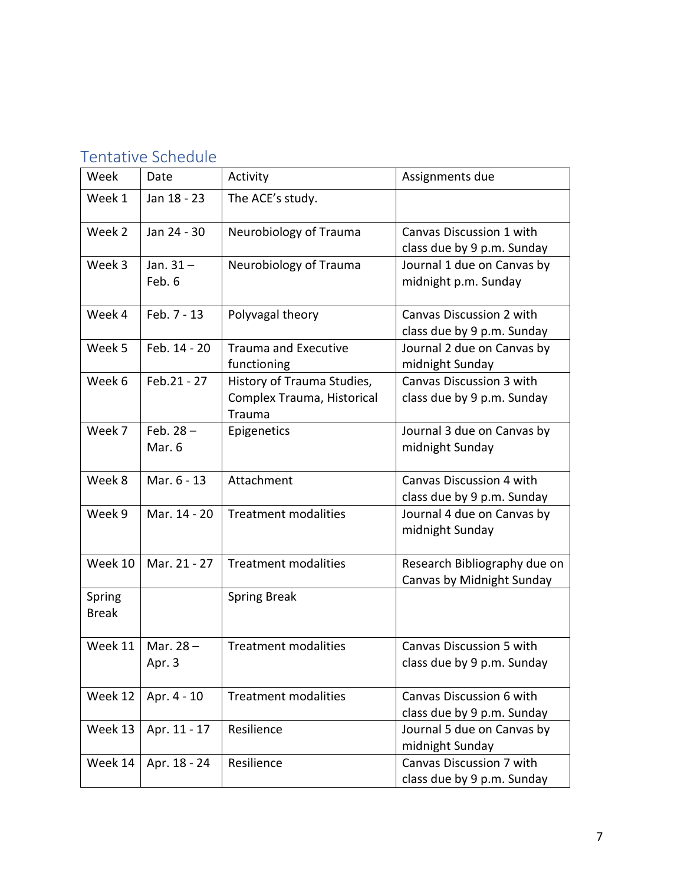## Tentative Schedule

| Week | Date | Activity | Assignments due |
| --- | --- | --- | --- |
| Week 1 | Jan 18 - 23 | The ACE's study. | |
| Week 2 | Jan 24 - 30 | Neurobiology of Trauma | Canvas Discussion 1 with class due by 9 p.m. Sunday |
| Week 3 | Jan. 31 – Feb. 6 | Neurobiology of Trauma | Journal 1 due on Canvas by midnight p.m. Sunday |
| Week 4 | Feb. 7 - 13 | Polyvagal theory | Canvas Discussion 2 with class due by 9 p.m. Sunday |
| Week 5 | Feb. 14 - 20 | Trauma and Executive functioning | Journal 2 due on Canvas by midnight Sunday |
| Week 6 | Feb.21 - 27 | History of Trauma Studies, Complex Trauma, Historical Trauma | Canvas Discussion 3 with class due by 9 p.m. Sunday |
| Week 7 | Feb. 28 – Mar. 6 | Epigenetics | Journal 3 due on Canvas by midnight Sunday |
| Week 8 | Mar. 6 - 13 | Attachment | Canvas Discussion 4 with class due by 9 p.m. Sunday |
| Week 9 | Mar. 14 - 20 | Treatment modalities | Journal 4 due on Canvas by midnight Sunday |
| Week 10 | Mar. 21 - 27 | Treatment modalities | Research Bibliography due on Canvas by Midnight Sunday |
| Spring Break | | Spring Break | |
| Week 11 | Mar. 28 – Apr. 3 | Treatment modalities | Canvas Discussion 5 with class due by 9 p.m. Sunday |
| Week 12 | Apr. 4 - 10 | Treatment modalities | Canvas Discussion 6 with class due by 9 p.m. Sunday |
| Week 13 | Apr. 11 - 17 | Resilience | Journal 5 due on Canvas by midnight Sunday |
| Week 14 | Apr. 18 - 24 | Resilience | Canvas Discussion 7 with class due by 9 p.m. Sunday |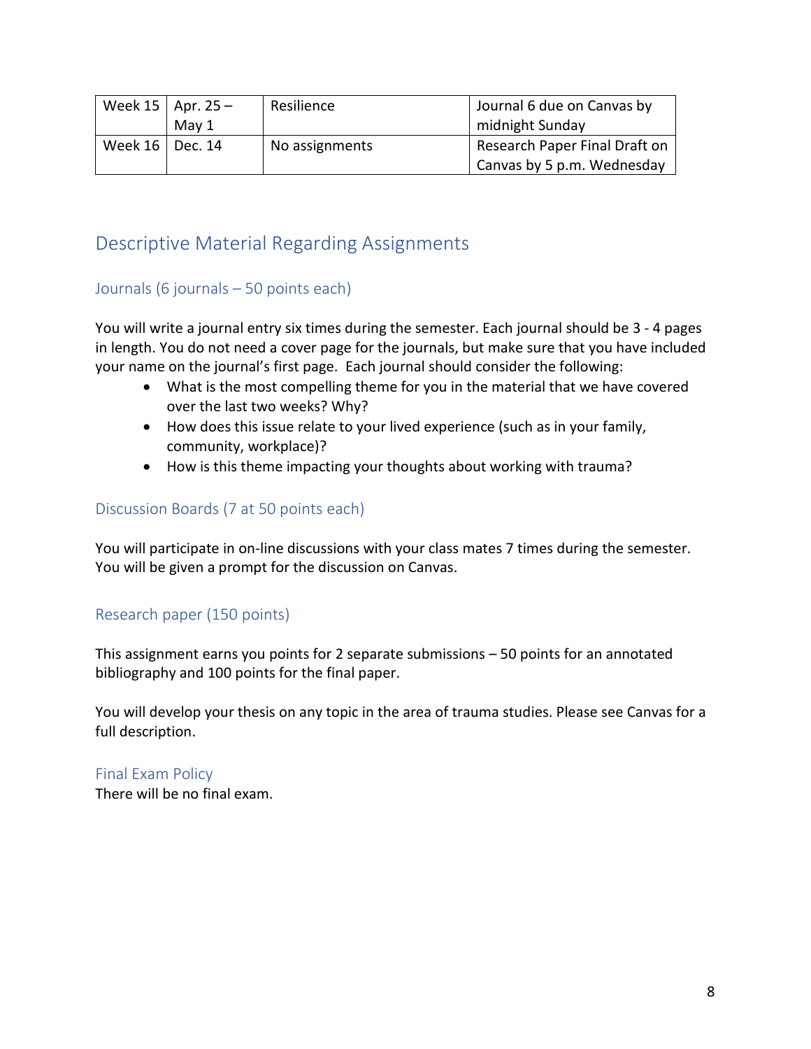| | | | |
|---|---|---|---|
| Week 15 | Apr. 25 – May 1 | Resilience | Journal 6 due on Canvas by midnight Sunday |
| Week 16 | Dec. 14 | No assignments | Research Paper Final Draft on Canvas by 5 p.m. Wednesday |

## Descriptive Material Regarding Assignments

### Journals (6 journals – 50 points each)

You will write a journal entry six times during the semester. Each journal should be 3 - 4 pages in length. You do not need a cover page for the journals, but make sure that you have included your name on the journal's first page. Each journal should consider the following:

- What is the most compelling theme for you in the material that we have covered over the last two weeks? Why?
- How does this issue relate to your lived experience (such as in your family, community, workplace)?
- How is this theme impacting your thoughts about working with trauma?

### Discussion Boards (7 at 50 points each)

You will participate in on-line discussions with your class mates 7 times during the semester. You will be given a prompt for the discussion on Canvas.

### Research paper (150 points)

This assignment earns you points for 2 separate submissions – 50 points for an annotated bibliography and 100 points for the final paper.

You will develop your thesis on any topic in the area of trauma studies. Please see Canvas for a full description.

### Final Exam Policy

There will be no final exam.